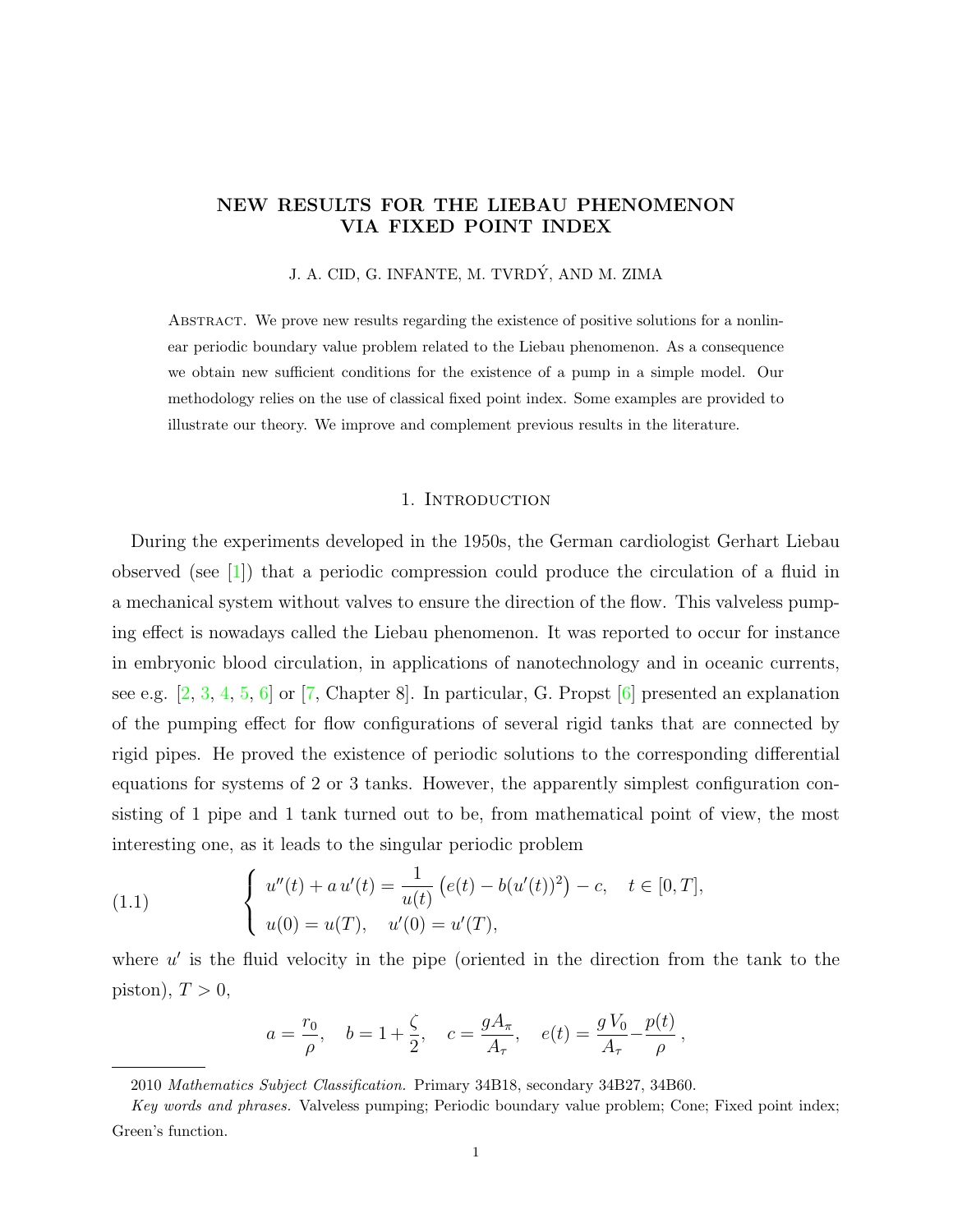# NEW RESULTS FOR THE LIEBAU PHENOMENON VIA FIXED POINT INDEX

J. A. CID, G. INFANTE, M. TVRDÝ, AND M. ZIMA

Abstract. We prove new results regarding the existence of positive solutions for a nonlinear periodic boundary value problem related to the Liebau phenomenon. As a consequence we obtain new sufficient conditions for the existence of a pump in a simple model. Our methodology relies on the use of classical fixed point index. Some examples are provided to illustrate our theory. We improve and complement previous results in the literature.

## 1. Introduction

During the experiments developed in the 1950s, the German cardiologist Gerhart Liebau observed (see [1]) that a periodic compression could produce the circulation of a fluid in a mechanical system without valves to ensure the direction of the flow. This valveless pumping effect is nowadays called the Liebau phenomenon. It was reported to occur for instance in embryonic blood circulation, in applications of nanotechnology and in oceanic currents, see e.g. [2, 3, 4, 5, 6] or [7, Chapter 8]. In particular, G. Propst [6] presented an explanation of the pumping effect for flow configurations of several rigid tanks that are connected by rigid pipes. He proved the existence of periodic solutions to the corresponding differential equations for systems of 2 or 3 tanks. However, the apparently simplest configuration consisting of 1 pipe and 1 tank turned out to be, from mathematical point of view, the most interesting one, as it leads to the singular periodic problem

$$
(1.1) \qquad \begin{cases} u''(t) + a\,u'(t) = \dfrac{1}{u(t)}\left(e(t) - b(u'(t))^2\right) - c, & t \in [0,T], \\ u(0) = u(T), \quad u'(0) = u'(T), \end{cases}
$$

where $u'$ is the fluid velocity in the pipe (oriented in the direction from the tank to the piston), $T > 0$,

$$
a = \frac{r_0}{\rho}, \quad b = 1 + \frac{\zeta}{2}, \quad c = \frac{gA_\pi}{A_\tau}, \quad e(t) = \frac{g\,V_0}{A_\tau} - \frac{p(t)}{\rho}\,,
$$

2010 *Mathematics Subject Classification.* Primary 34B18, secondary 34B27, 34B60.

*Key words and phrases.* Valveless pumping; Periodic boundary value problem; Cone; Fixed point index; Green's function.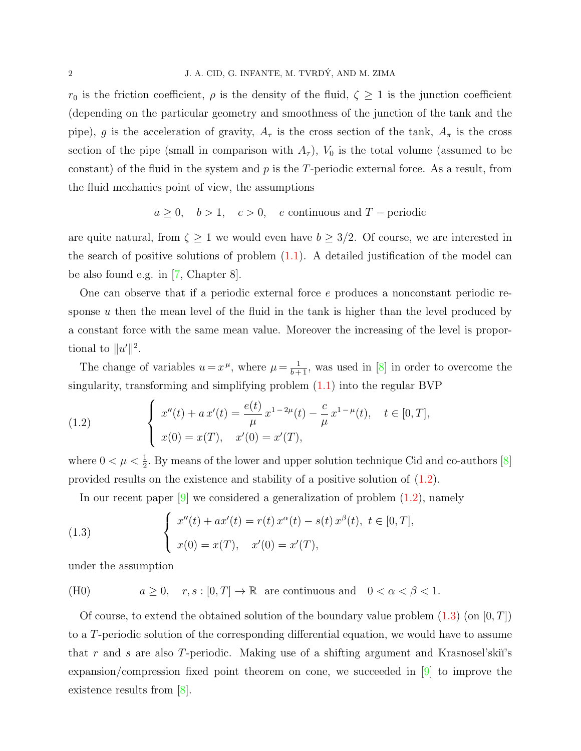$r_0$ is the friction coefficient, $\rho$ is the density of the fluid, $\zeta \geq 1$ is the junction coefficient (depending on the particular geometry and smoothness of the junction of the tank and the pipe), $g$ is the acceleration of gravity, $A_\tau$ is the cross section of the tank, $A_\pi$ is the cross section of the pipe (small in comparison with $A_\tau$), $V_0$ is the total volume (assumed to be constant) of the fluid in the system and $p$ is the $T$-periodic external force. As a result, from the fluid mechanics point of view, the assumptions

$$a \geq 0, \quad b > 1, \quad c > 0, \quad e \text{ continuous and } T-\text{periodic}$$

are quite natural, from $\zeta \geq 1$ we would even have $b \geq 3/2$. Of course, we are interested in the search of positive solutions of problem (1.1). A detailed justification of the model can be also found e.g. in [7, Chapter 8].

One can observe that if a periodic external force $e$ produces a nonconstant periodic response $u$ then the mean level of the fluid in the tank is higher than the level produced by a constant force with the same mean value. Moreover the increasing of the level is proportional to $\|u'\|^2$.

The change of variables $u = x^{\mu}$, where $\mu = \frac{1}{b+1}$, was used in [8] in order to overcome the singularity, transforming and simplifying problem (1.1) into the regular BVP

$$\begin{cases} x''(t) + a\,x'(t) = \dfrac{e(t)}{\mu}\,x^{1-2\mu}(t) - \dfrac{c}{\mu}\,x^{1-\mu}(t), \quad t \in [0,T], \\ x(0) = x(T), \quad x'(0) = x'(T), \end{cases} \tag{1.2}$$

where $0 < \mu < \frac{1}{2}$. By means of the lower and upper solution technique Cid and co-authors [8] provided results on the existence and stability of a positive solution of (1.2).

In our recent paper [9] we considered a generalization of problem (1.2), namely

$$\begin{cases} x''(t) + ax'(t) = r(t)\,x^{\alpha}(t) - s(t)\,x^{\beta}(t), \; t \in [0,T], \\ x(0) = x(T), \quad x'(0) = x'(T), \end{cases} \tag{1.3}$$

under the assumption

$$\text{(H0)} \qquad a \geq 0, \quad r, s : [0,T] \to \mathbb{R} \text{ are continuous and } \quad 0 < \alpha < \beta < 1.$$

Of course, to extend the obtained solution of the boundary value problem (1.3) (on $[0,T]$) to a $T$-periodic solution of the corresponding differential equation, we would have to assume that $r$ and $s$ are also $T$-periodic. Making use of a shifting argument and Krasnosel'skiĭ's expansion/compression fixed point theorem on cone, we succeeded in [9] to improve the existence results from [8].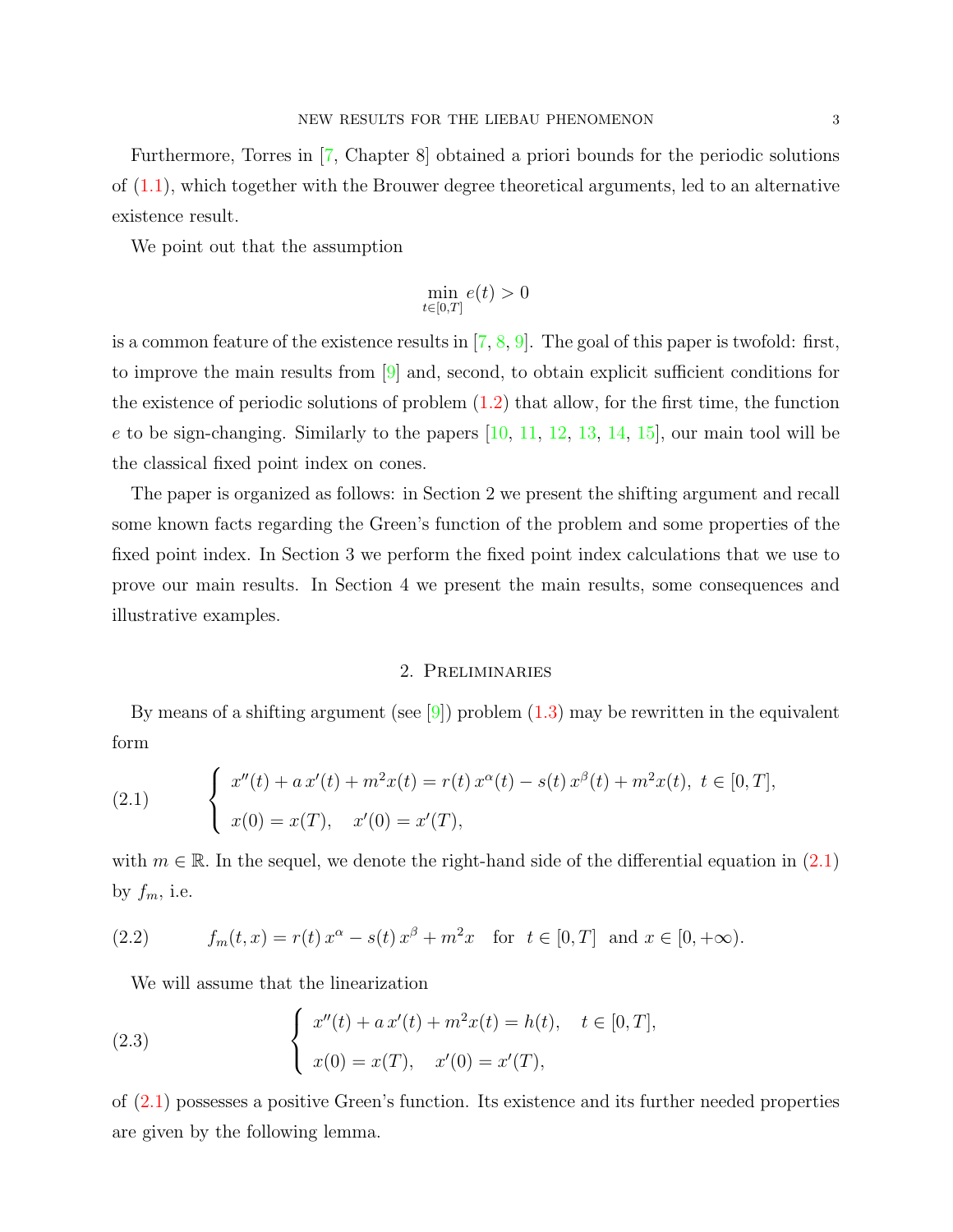Furthermore, Torres in [7, Chapter 8] obtained a priori bounds for the periodic solutions of (1.1), which together with the Brouwer degree theoretical arguments, led to an alternative existence result.

We point out that the assumption

$$\min_{t\in[0,T]} e(t) > 0$$

is a common feature of the existence results in [7, 8, 9]. The goal of this paper is twofold: first, to improve the main results from [9] and, second, to obtain explicit sufficient conditions for the existence of periodic solutions of problem (1.2) that allow, for the first time, the function $e$ to be sign-changing. Similarly to the papers [10, 11, 12, 13, 14, 15], our main tool will be the classical fixed point index on cones.

The paper is organized as follows: in Section 2 we present the shifting argument and recall some known facts regarding the Green's function of the problem and some properties of the fixed point index. In Section 3 we perform the fixed point index calculations that we use to prove our main results. In Section 4 we present the main results, some consequences and illustrative examples.

## 2. Preliminaries

By means of a shifting argument (see [9]) problem (1.3) may be rewritten in the equivalent form

$$\begin{cases} x''(t) + a\,x'(t) + m^2 x(t) = r(t)\,x^{\alpha}(t) - s(t)\,x^{\beta}(t) + m^2 x(t), \; t \in [0,T], \\ x(0) = x(T), \quad x'(0) = x'(T), \end{cases} \tag{2.1}$$

with $m \in \mathbb{R}$. In the sequel, we denote the right-hand side of the differential equation in (2.1) by $f_m$, i.e.

$$f_m(t,x) = r(t)\,x^{\alpha} - s(t)\,x^{\beta} + m^2 x \quad \text{for} \;\; t \in [0,T] \;\; \text{and} \; x \in [0,+\infty). \tag{2.2}$$

We will assume that the linearization

$$\begin{cases} x''(t) + a\,x'(t) + m^2 x(t) = h(t), \quad t \in [0,T], \\ x(0) = x(T), \quad x'(0) = x'(T), \end{cases} \tag{2.3}$$

of (2.1) possesses a positive Green's function. Its existence and its further needed properties are given by the following lemma.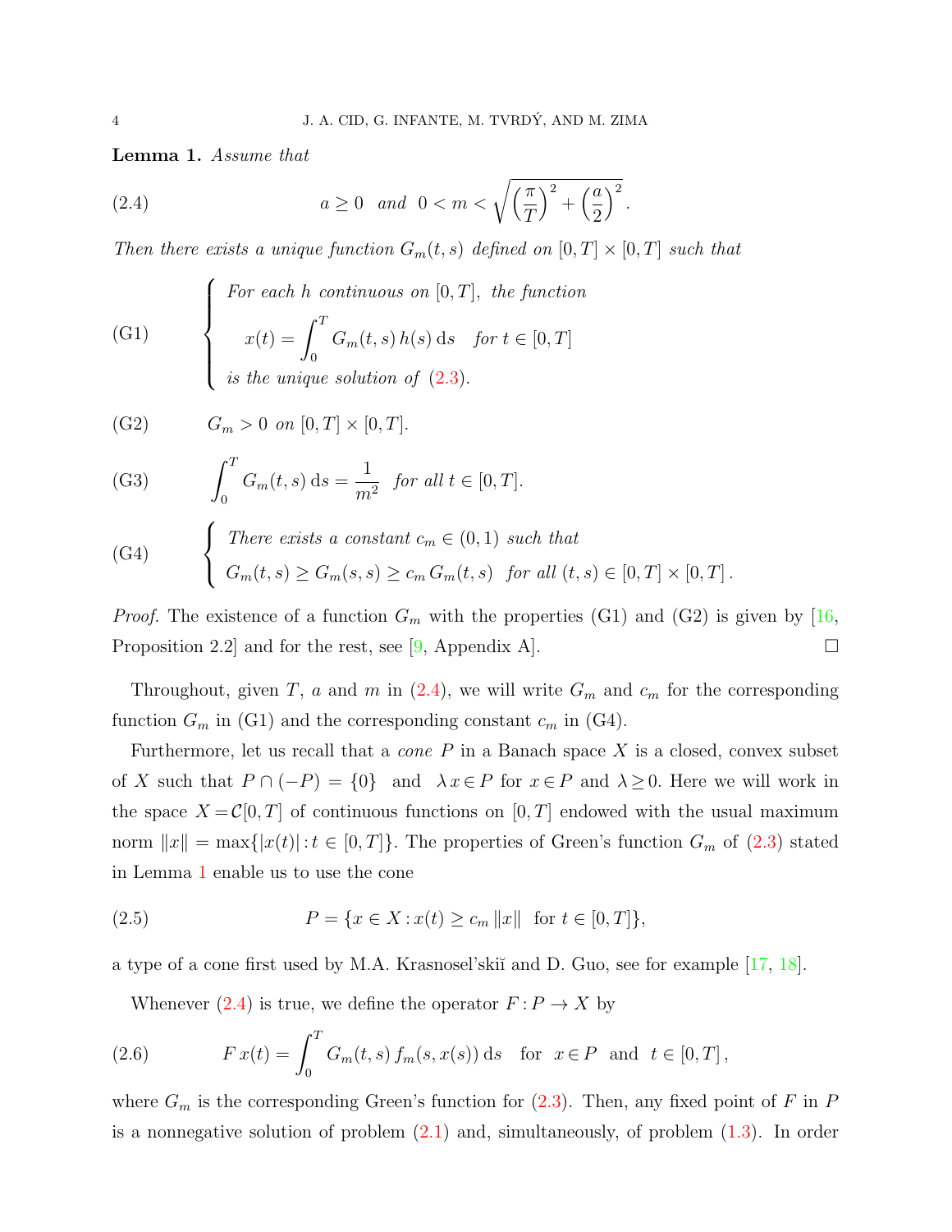**Lemma 1.** *Assume that*

$$a \geq 0 \quad \text{and} \quad 0 < m < \sqrt{\left(\frac{\pi}{T}\right)^2 + \left(\frac{a}{2}\right)^2}. \tag{2.4}$$

*Then there exists a unique function $G_m(t,s)$ defined on $[0,T] \times [0,T]$ such that*

(G1) *For each $h$ continuous on $[0,T]$, the function*
$$x(t) = \int_0^T G_m(t,s)\, h(s)\, \mathrm{d}s \quad \text{for } t \in [0,T]$$
*is the unique solution of (2.3).*

(G2) $G_m > 0$ *on* $[0,T] \times [0,T]$.

(G3) $\displaystyle\int_0^T G_m(t,s)\, \mathrm{d}s = \frac{1}{m^2}$ *for all* $t \in [0,T]$.

(G4) *There exists a constant $c_m \in (0,1)$ such that*
$G_m(t,s) \geq G_m(s,s) \geq c_m\, G_m(t,s)$ *for all* $(t,s) \in [0,T] \times [0,T]$.

*Proof.* The existence of a function $G_m$ with the properties (G1) and (G2) is given by [16, Proposition 2.2] and for the rest, see [9, Appendix A]. □

Throughout, given $T$, $a$ and $m$ in (2.4), we will write $G_m$ and $c_m$ for the corresponding function $G_m$ in (G1) and the corresponding constant $c_m$ in (G4).

Furthermore, let us recall that a *cone* $P$ in a Banach space $X$ is a closed, convex subset of $X$ such that $P \cap (-P) = \{0\}$ and $\lambda\, x \in P$ for $x \in P$ and $\lambda \geq 0$. Here we will work in the space $X = \mathcal{C}[0,T]$ of continuous functions on $[0,T]$ endowed with the usual maximum norm $\|x\| = \max\{|x(t)| : t \in [0,T]\}$. The properties of Green's function $G_m$ of (2.3) stated in Lemma 1 enable us to use the cone

$$P = \{x \in X : x(t) \geq c_m \|x\| \ \text{ for } t \in [0,T]\}, \tag{2.5}$$

a type of a cone first used by M.A. Krasnosel'skiĭ and D. Guo, see for example [17, 18].

Whenever (2.4) is true, we define the operator $F : P \to X$ by

$$F\,x(t) = \int_0^T G_m(t,s)\, f_m(s, x(s))\, \mathrm{d}s \quad \text{for } \ x \in P \ \text{ and } \ t \in [0,T], \tag{2.6}$$

where $G_m$ is the corresponding Green's function for (2.3). Then, any fixed point of $F$ in $P$ is a nonnegative solution of problem (2.1) and, simultaneously, of problem (1.3). In order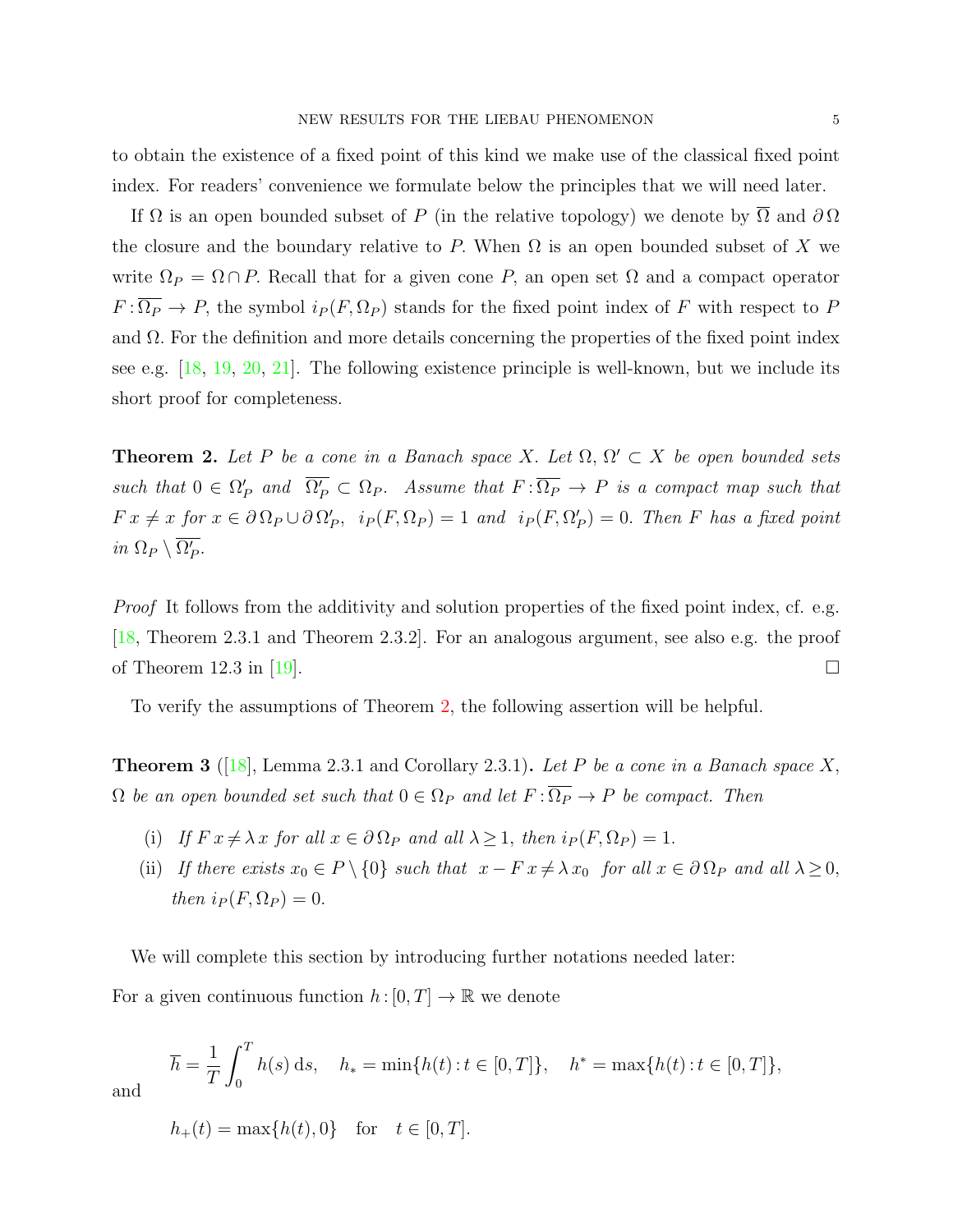to obtain the existence of a fixed point of this kind we make use of the classical fixed point index. For readers' convenience we formulate below the principles that we will need later.

If $\Omega$ is an open bounded subset of $P$ (in the relative topology) we denote by $\overline{\Omega}$ and $\partial\,\Omega$ the closure and the boundary relative to $P$. When $\Omega$ is an open bounded subset of $X$ we write $\Omega_P = \Omega \cap P$. Recall that for a given cone $P$, an open set $\Omega$ and a compact operator $F : \overline{\Omega_P} \to P$, the symbol $i_P(F, \Omega_P)$ stands for the fixed point index of $F$ with respect to $P$ and $\Omega$. For the definition and more details concerning the properties of the fixed point index see e.g. [18, 19, 20, 21]. The following existence principle is well-known, but we include its short proof for completeness.

**Theorem 2.** *Let $P$ be a cone in a Banach space $X$. Let $\Omega, \Omega' \subset X$ be open bounded sets such that $0 \in \Omega'_P$ and $\overline{\Omega'_P} \subset \Omega_P$. Assume that $F : \overline{\Omega_P} \to P$ is a compact map such that $F\,x \neq x$ for $x \in \partial\,\Omega_P \cup \partial\,\Omega'_P$, $i_P(F, \Omega_P) = 1$ and $i_P(F, \Omega'_P) = 0$. Then $F$ has a fixed point in $\Omega_P \setminus \overline{\Omega'_P}$.*

*Proof* It follows from the additivity and solution properties of the fixed point index, cf. e.g. [18, Theorem 2.3.1 and Theorem 2.3.2]. For an analogous argument, see also e.g. the proof of Theorem 12.3 in [19]. □

To verify the assumptions of Theorem 2, the following assertion will be helpful.

**Theorem 3** ([18], Lemma 2.3.1 and Corollary 2.3.1)**.** *Let $P$ be a cone in a Banach space $X$, $\Omega$ be an open bounded set such that $0 \in \Omega_P$ and let $F : \overline{\Omega_P} \to P$ be compact. Then*

(i) *If $F\,x \neq \lambda\,x$ for all $x \in \partial\,\Omega_P$ and all $\lambda \geq 1$, then $i_P(F, \Omega_P) = 1$.*

(ii) *If there exists $x_0 \in P \setminus \{0\}$ such that $x - F\,x \neq \lambda\,x_0$ for all $x \in \partial\,\Omega_P$ and all $\lambda \geq 0$, then $i_P(F, \Omega_P) = 0$.*

We will complete this section by introducing further notations needed later:

For a given continuous function $h : [0, T] \to \mathbb{R}$ we denote

$$\overline{h} = \frac{1}{T}\int_0^T h(s)\,\mathrm{d}s, \quad h_* = \min\{h(t) : t \in [0, T]\}, \quad h^* = \max\{h(t) : t \in [0, T]\},$$

and

$$h_+(t) = \max\{h(t), 0\} \quad \text{for} \quad t \in [0, T].$$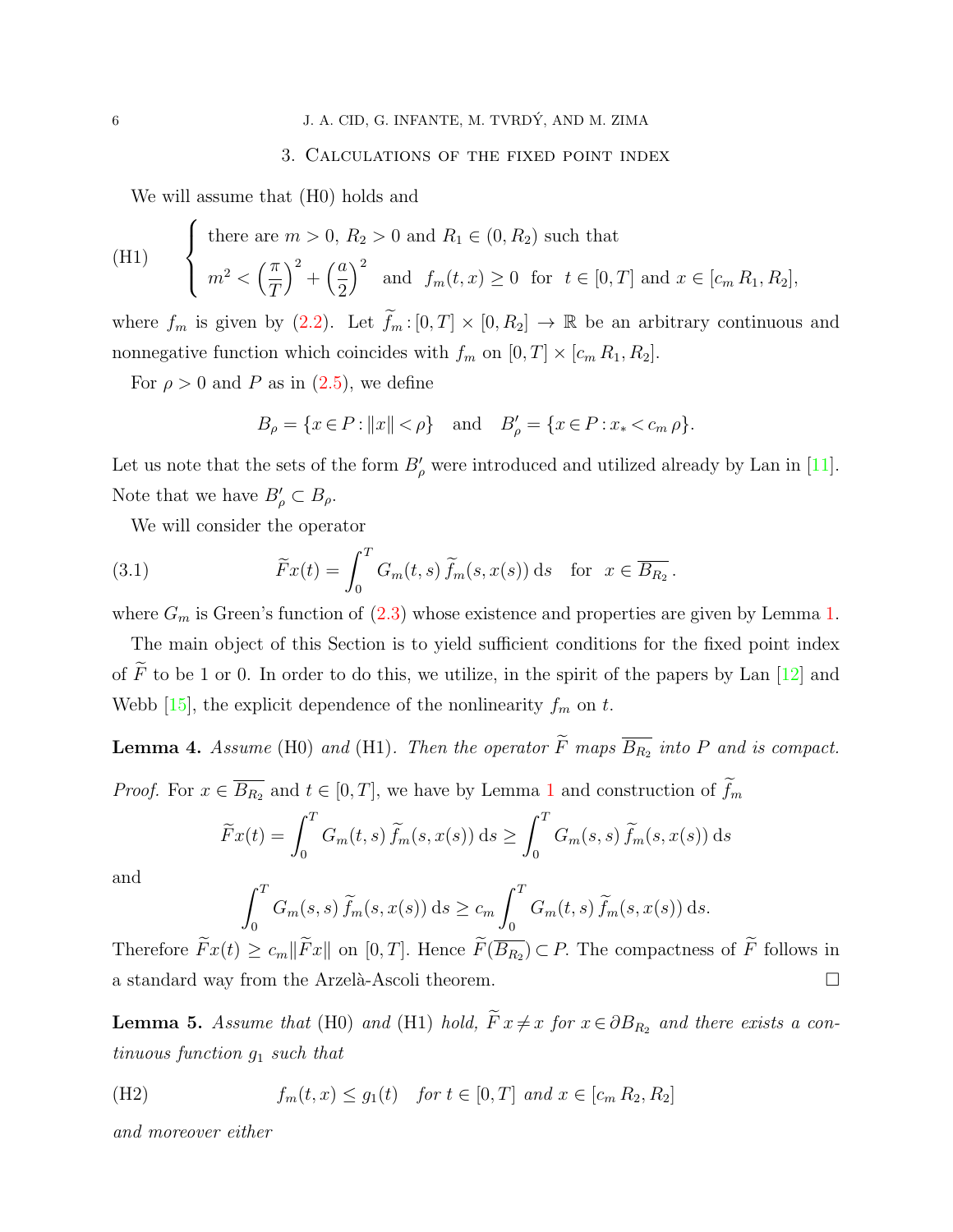## 3. Calculations of the fixed point index

We will assume that (H0) holds and

$$
\text{(H1)} \qquad \begin{cases} \text{there are } m > 0,\ R_2 > 0 \text{ and } R_1 \in (0, R_2) \text{ such that} \\ m^2 < \left(\dfrac{\pi}{T}\right)^2 + \left(\dfrac{a}{2}\right)^2 \quad \text{and} \quad f_m(t,x) \geq 0 \quad \text{for} \quad t \in [0,T] \text{ and } x \in [c_m\, R_1, R_2], \end{cases}
$$

where $f_m$ is given by (2.2). Let $\widetilde{f}_m : [0,T] \times [0, R_2] \to \mathbb{R}$ be an arbitrary continuous and nonnegative function which coincides with $f_m$ on $[0,T] \times [c_m\, R_1, R_2]$.

For $\rho > 0$ and $P$ as in (2.5), we define

$$
B_\rho = \{x \in P : \|x\| < \rho\} \quad \text{and} \quad B'_\rho = \{x \in P : x_* < c_m\, \rho\}.
$$

Let us note that the sets of the form $B'_\rho$ were introduced and utilized already by Lan in [11]. Note that we have $B'_\rho \subset B_\rho$.

We will consider the operator

$$
\widetilde{F}x(t) = \int_0^T G_m(t,s)\, \widetilde{f}_m(s, x(s))\, \mathrm{d}s \quad \text{for} \quad x \in \overline{B_{R_2}}\,. \tag{3.1}
$$

where $G_m$ is Green's function of (2.3) whose existence and properties are given by Lemma 1.

The main object of this Section is to yield sufficient conditions for the fixed point index of $\widetilde{F}$ to be 1 or 0. In order to do this, we utilize, in the spirit of the papers by Lan [12] and Webb [15], the explicit dependence of the nonlinearity $f_m$ on $t$.

**Lemma 4.** *Assume* (H0) *and* (H1)*. Then the operator $\widetilde{F}$ maps $\overline{B_{R_2}}$ into $P$ and is compact.*

*Proof.* For $x \in \overline{B_{R_2}}$ and $t \in [0,T]$, we have by Lemma 1 and construction of $\widetilde{f}_m$

$$
\widetilde{F}x(t) = \int_0^T G_m(t,s)\, \widetilde{f}_m(s, x(s))\, \mathrm{d}s \geq \int_0^T G_m(s,s)\, \widetilde{f}_m(s, x(s))\, \mathrm{d}s
$$

and

$$
\int_0^T G_m(s,s)\, \widetilde{f}_m(s, x(s))\, \mathrm{d}s \geq c_m \int_0^T G_m(t,s)\, \widetilde{f}_m(s, x(s))\, \mathrm{d}s.
$$

Therefore $\widetilde{F}x(t) \geq c_m \|\widetilde{F}x\|$ on $[0,T]$. Hence $\widetilde{F}(\overline{B_{R_2}}) \subset P$. The compactness of $\widetilde{F}$ follows in a standard way from the Arzelà-Ascoli theorem. $\square$

**Lemma 5.** *Assume that* (H0) *and* (H1) *hold, $\widetilde{F}\,x \neq x$ for $x \in \partial B_{R_2}$ and there exists a continuous function $g_1$ such that*

$$
f_m(t,x) \leq g_1(t) \quad \textit{for } t \in [0,T] \textit{ and } x \in [c_m\, R_2, R_2] \tag{H2}
$$

*and moreover either*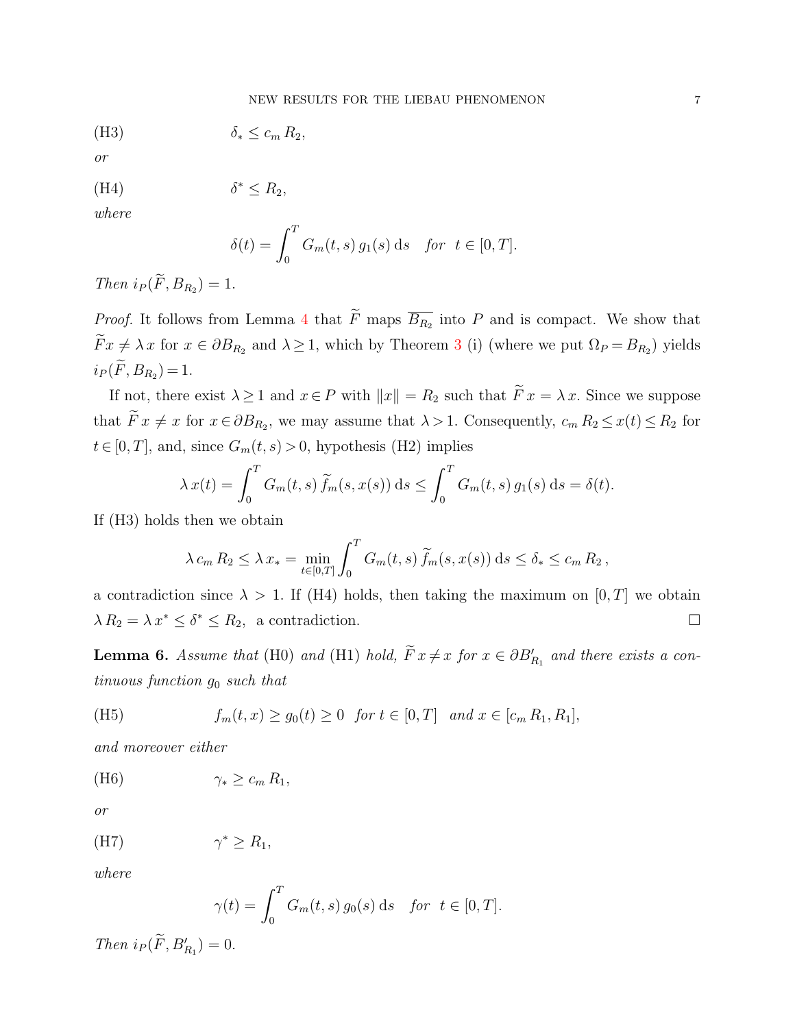(H3) $$\delta_* \leq c_m\, R_2,$$

*or*

(H4) $$\delta^* \leq R_2,$$

*where*

$$\delta(t) = \int_0^T G_m(t,s)\, g_1(s)\, \mathrm{d}s \quad \textit{for} \;\; t \in [0,T].$$

*Then* $i_P(\widetilde{F}, B_{R_2}) = 1$.

*Proof.* It follows from Lemma 4 that $\widetilde{F}$ maps $\overline{B_{R_2}}$ into $P$ and is compact. We show that $\widetilde{F}x \neq \lambda\, x$ for $x \in \partial B_{R_2}$ and $\lambda \geq 1$, which by Theorem 3 (i) (where we put $\Omega_P = B_{R_2}$) yields $i_P(\widetilde{F}, B_{R_2}) = 1$.

If not, there exist $\lambda \geq 1$ and $x \in P$ with $\|x\| = R_2$ such that $\widetilde{F}\, x = \lambda\, x$. Since we suppose that $\widetilde{F}\, x \neq x$ for $x \in \partial B_{R_2}$, we may assume that $\lambda > 1$. Consequently, $c_m\, R_2 \leq x(t) \leq R_2$ for $t \in [0,T]$, and, since $G_m(t,s) > 0$, hypothesis (H2) implies

$$\lambda\, x(t) = \int_0^T G_m(t,s)\, \widetilde{f}_m(s, x(s))\, \mathrm{d}s \leq \int_0^T G_m(t,s)\, g_1(s)\, \mathrm{d}s = \delta(t).$$

If (H3) holds then we obtain

$$\lambda\, c_m\, R_2 \leq \lambda\, x_* = \min_{t \in [0,T]} \int_0^T G_m(t,s)\, \widetilde{f}_m(s, x(s))\, \mathrm{d}s \leq \delta_* \leq c_m\, R_2\,,$$

a contradiction since $\lambda > 1$. If (H4) holds, then taking the maximum on $[0,T]$ we obtain $\lambda\, R_2 = \lambda\, x^* \leq \delta^* \leq R_2$, a contradiction. $\square$

**Lemma 6.** *Assume that* (H0) *and* (H1) *hold,* $\widetilde{F}\, x \neq x$ *for* $x \in \partial B'_{R_1}$ *and there exists a continuous function* $g_0$ *such that*

(H5) $$f_m(t,x) \geq g_0(t) \geq 0 \;\; \textit{for}\; t \in [0,T] \;\; \textit{and}\; x \in [c_m\, R_1, R_1],$$

*and moreover either*

(H6) $$\gamma_* \geq c_m\, R_1,$$

*or*

(H7) $$\gamma^* \geq R_1,$$

*where*

$$\gamma(t) = \int_0^T G_m(t,s)\, g_0(s)\, \mathrm{d}s \quad \textit{for} \;\; t \in [0,T].$$

*Then* $i_P(\widetilde{F}, B'_{R_1}) = 0$.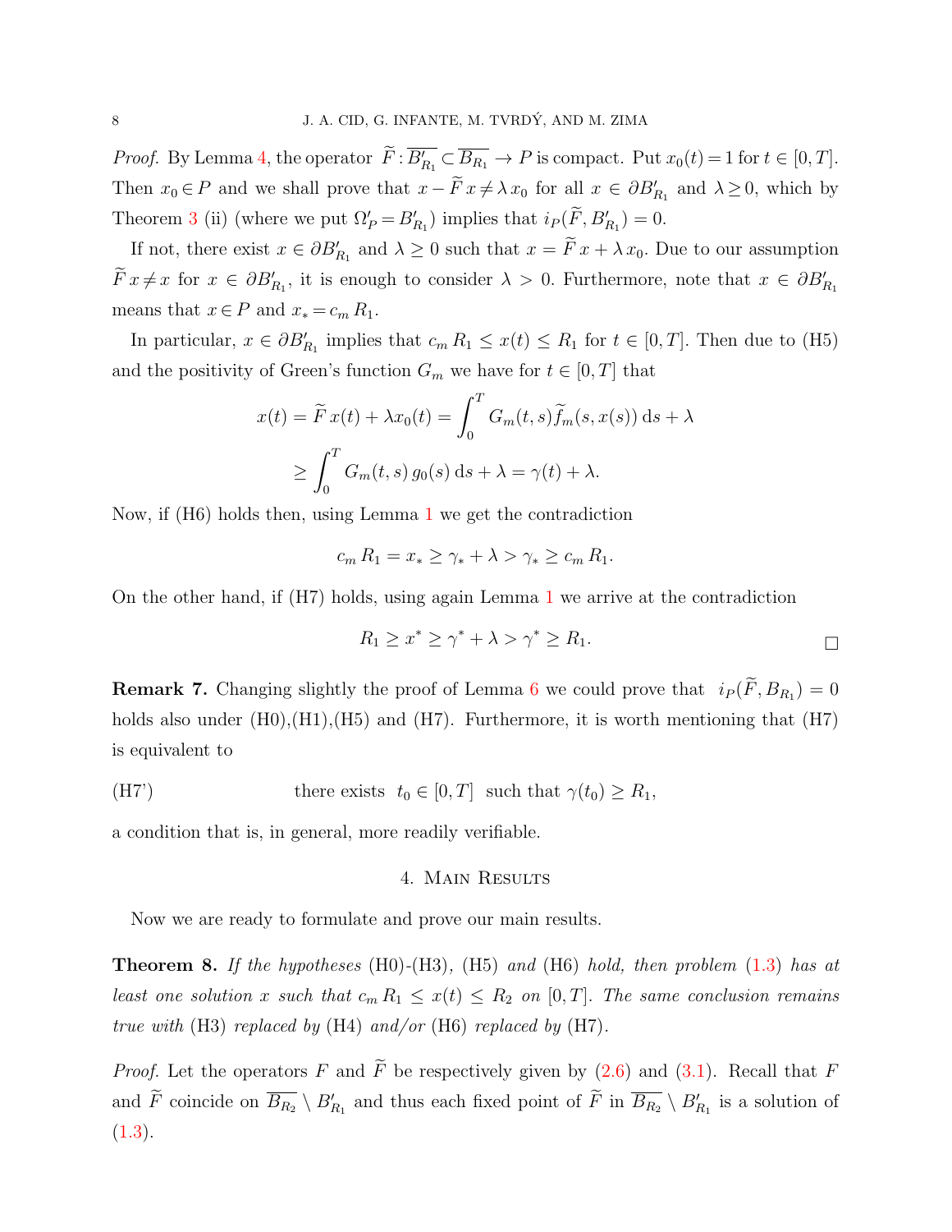*Proof.* By Lemma 4, the operator $\widetilde{F}: \overline{B'_{R_1}} \subset \overline{B_{R_1}} \to P$ is compact. Put $x_0(t) = 1$ for $t \in [0, T]$. Then $x_0 \in P$ and we shall prove that $x - \widetilde{F}\, x \neq \lambda\, x_0$ for all $x \in \partial B'_{R_1}$ and $\lambda \geq 0$, which by Theorem 3 (ii) (where we put $\Omega'_P = B'_{R_1}$) implies that $i_P(\widetilde{F}, B'_{R_1}) = 0$.

If not, there exist $x \in \partial B'_{R_1}$ and $\lambda \geq 0$ such that $x = \widetilde{F}\, x + \lambda\, x_0$. Due to our assumption $\widetilde{F}\, x \neq x$ for $x \in \partial B'_{R_1}$, it is enough to consider $\lambda > 0$. Furthermore, note that $x \in \partial B'_{R_1}$ means that $x \in P$ and $x_* = c_m\, R_1$.

In particular, $x \in \partial B'_{R_1}$ implies that $c_m\, R_1 \leq x(t) \leq R_1$ for $t \in [0, T]$. Then due to (H5) and the positivity of Green's function $G_m$ we have for $t \in [0, T]$ that

$$x(t) = \widetilde{F}\, x(t) + \lambda x_0(t) = \int_0^T G_m(t, s) \widetilde{f}_m(s, x(s))\, \mathrm{d}s + \lambda$$

$$\geq \int_0^T G_m(t, s)\, g_0(s)\, \mathrm{d}s + \lambda = \gamma(t) + \lambda.$$

Now, if (H6) holds then, using Lemma 1 we get the contradiction

$$c_m\, R_1 = x_* \geq \gamma_* + \lambda > \gamma_* \geq c_m\, R_1.$$

On the other hand, if (H7) holds, using again Lemma 1 we arrive at the contradiction

$$R_1 \geq x^* \geq \gamma^* + \lambda > \gamma^* \geq R_1.$$

□

**Remark 7.** Changing slightly the proof of Lemma 6 we could prove that $i_P(\widetilde{F}, B_{R_1}) = 0$ holds also under (H0),(H1),(H5) and (H7). Furthermore, it is worth mentioning that (H7) is equivalent to

(H7') there exists $t_0 \in [0, T]$ such that $\gamma(t_0) \geq R_1$,

a condition that is, in general, more readily verifiable.

## 4. Main Results

Now we are ready to formulate and prove our main results.

**Theorem 8.** *If the hypotheses* (H0)-(H3), (H5) *and* (H6) *hold, then problem* (1.3) *has at least one solution $x$ such that $c_m\, R_1 \leq x(t) \leq R_2$ on $[0, T]$. The same conclusion remains true with* (H3) *replaced by* (H4) *and/or* (H6) *replaced by* (H7).

*Proof.* Let the operators $F$ and $\widetilde{F}$ be respectively given by (2.6) and (3.1). Recall that $F$ and $\widetilde{F}$ coincide on $\overline{B_{R_2}} \setminus B'_{R_1}$ and thus each fixed point of $\widetilde{F}$ in $\overline{B_{R_2}} \setminus B'_{R_1}$ is a solution of (1.3).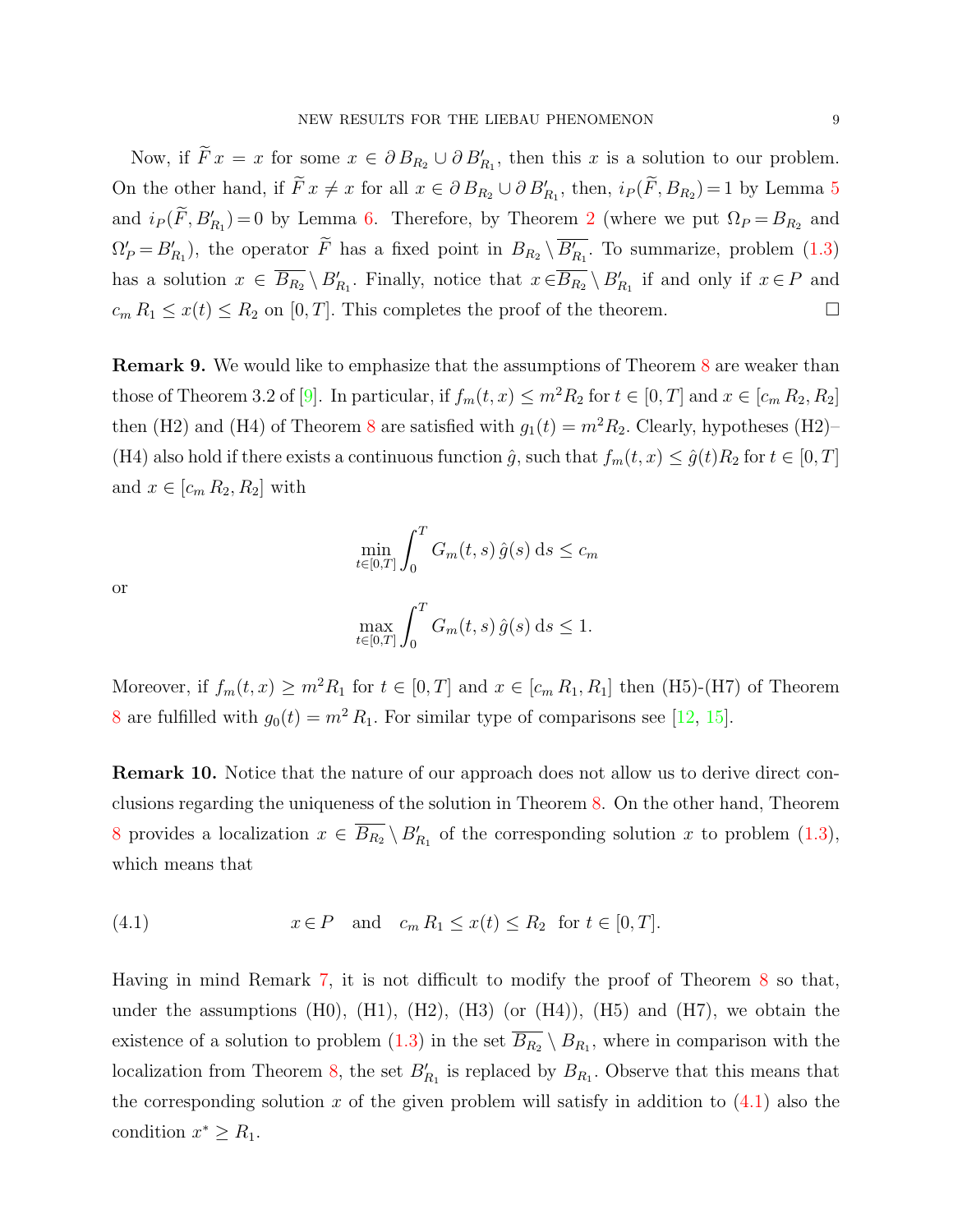Now, if $\widetilde{F}\,x = x$ for some $x \in \partial\, B_{R_2} \cup \partial\, B'_{R_1}$, then this $x$ is a solution to our problem. On the other hand, if $\widetilde{F}\,x \neq x$ for all $x \in \partial\, B_{R_2} \cup \partial\, B'_{R_1}$, then, $i_P(\widetilde{F}, B_{R_2}) = 1$ by Lemma 5 and $i_P(\widetilde{F}, B'_{R_1}) = 0$ by Lemma 6. Therefore, by Theorem 2 (where we put $\Omega_P = B_{R_2}$ and $\Omega'_P = B'_{R_1}$), the operator $\widetilde{F}$ has a fixed point in $B_{R_2} \setminus \overline{B'_{R_1}}$. To summarize, problem (1.3) has a solution $x \in \overline{B_{R_2}} \setminus B'_{R_1}$. Finally, notice that $x \in \overline{B_{R_2}} \setminus B'_{R_1}$ if and only if $x \in P$ and $c_m\, R_1 \leq x(t) \leq R_2$ on $[0, T]$. This completes the proof of the theorem. □

**Remark 9.** We would like to emphasize that the assumptions of Theorem 8 are weaker than those of Theorem 3.2 of [9]. In particular, if $f_m(t, x) \leq m^2 R_2$ for $t \in [0, T]$ and $x \in [c_m\, R_2, R_2]$ then (H2) and (H4) of Theorem 8 are satisfied with $g_1(t) = m^2 R_2$. Clearly, hypotheses (H2)–(H4) also hold if there exists a continuous function $\hat{g}$, such that $f_m(t, x) \leq \hat{g}(t) R_2$ for $t \in [0, T]$ and $x \in [c_m\, R_2, R_2]$ with

$$\min_{t\in[0,T]} \int_0^T G_m(t,s)\, \hat{g}(s)\, \mathrm{d}s \leq c_m$$

or

$$\max_{t\in[0,T]} \int_0^T G_m(t,s)\, \hat{g}(s)\, \mathrm{d}s \leq 1.$$

Moreover, if $f_m(t, x) \geq m^2 R_1$ for $t \in [0, T]$ and $x \in [c_m\, R_1, R_1]$ then (H5)-(H7) of Theorem 8 are fulfilled with $g_0(t) = m^2\, R_1$. For similar type of comparisons see [12, 15].

**Remark 10.** Notice that the nature of our approach does not allow us to derive direct conclusions regarding the uniqueness of the solution in Theorem 8. On the other hand, Theorem 8 provides a localization $x \in \overline{B_{R_2}} \setminus B'_{R_1}$ of the corresponding solution $x$ to problem (1.3), which means that

$$x \in P \quad \text{and} \quad c_m\, R_1 \leq x(t) \leq R_2 \;\; \text{for } t \in [0, T]. \tag{4.1}$$

Having in mind Remark 7, it is not difficult to modify the proof of Theorem 8 so that, under the assumptions (H0), (H1), (H2), (H3) (or (H4)), (H5) and (H7), we obtain the existence of a solution to problem (1.3) in the set $\overline{B_{R_2}} \setminus B_{R_1}$, where in comparison with the localization from Theorem 8, the set $B'_{R_1}$ is replaced by $B_{R_1}$. Observe that this means that the corresponding solution $x$ of the given problem will satisfy in addition to (4.1) also the condition $x^* \geq R_1$.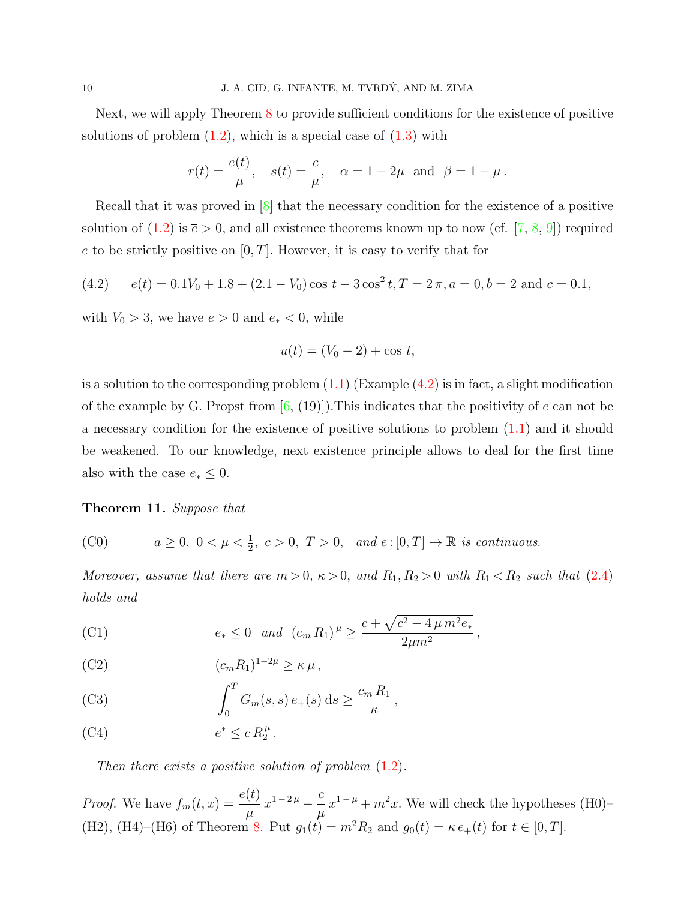Next, we will apply Theorem 8 to provide sufficient conditions for the existence of positive solutions of problem (1.2), which is a special case of (1.3) with

$$r(t) = \frac{e(t)}{\mu}, \quad s(t) = \frac{c}{\mu}, \quad \alpha = 1 - 2\mu \ \text{ and } \ \beta = 1 - \mu\,.$$

Recall that it was proved in [8] that the necessary condition for the existence of a positive solution of (1.2) is $\overline{e} > 0$, and all existence theorems known up to now (cf. [7, 8, 9]) required $e$ to be strictly positive on $[0,T]$. However, it is easy to verify that for

$$e(t) = 0.1V_0 + 1.8 + (2.1 - V_0)\cos t - 3\cos^2 t, T = 2\,\pi, a = 0, b = 2 \text{ and } c = 0.1, \tag{4.2}$$

with $V_0 > 3$, we have $\overline{e} > 0$ and $e_* < 0$, while

$$u(t) = (V_0 - 2) + \cos t,$$

is a solution to the corresponding problem (1.1) (Example (4.2) is in fact, a slight modification of the example by G. Propst from [6, (19)]).This indicates that the positivity of $e$ can not be a necessary condition for the existence of positive solutions to problem (1.1) and it should be weakened. To our knowledge, next existence principle allows to deal for the first time also with the case $e_* \leq 0$.

**Theorem 11.** *Suppose that*

(C0) $\qquad a \geq 0,\ 0 < \mu < \frac{1}{2},\ c > 0,\ T > 0,$ *and* $e\colon [0,T] \to \mathbb{R}$ *is continuous.*

*Moreover, assume that there are $m > 0$, $\kappa > 0$, and $R_1, R_2 > 0$ with $R_1 < R_2$ such that (2.4) holds and*

(C1) $$e_* \leq 0 \ \text{ and } \ (c_m\, R_1)^{\mu} \geq \frac{c + \sqrt{c^2 - 4\,\mu\, m^2 e_*}}{2\mu m^2}\,,$$

(C2) $$(c_m R_1)^{1-2\mu} \geq \kappa\, \mu\,,$$

(C3) $$\int_0^T G_m(s,s)\, e_+(s)\, \mathrm{d}s \geq \frac{c_m\, R_1}{\kappa}\,,$$

(C4) $$e^* \leq c\, R_2^{\mu}\,.$$

*Then there exists a positive solution of problem (1.2).*

*Proof.* We have $f_m(t,x) = \dfrac{e(t)}{\mu}\, x^{1-2\mu} - \dfrac{c}{\mu}\, x^{1-\mu} + m^2 x$. We will check the hypotheses (H0)–(H2), (H4)–(H6) of Theorem 8. Put $g_1(t) = m^2 R_2$ and $g_0(t) = \kappa\, e_+(t)$ for $t \in [0,T]$.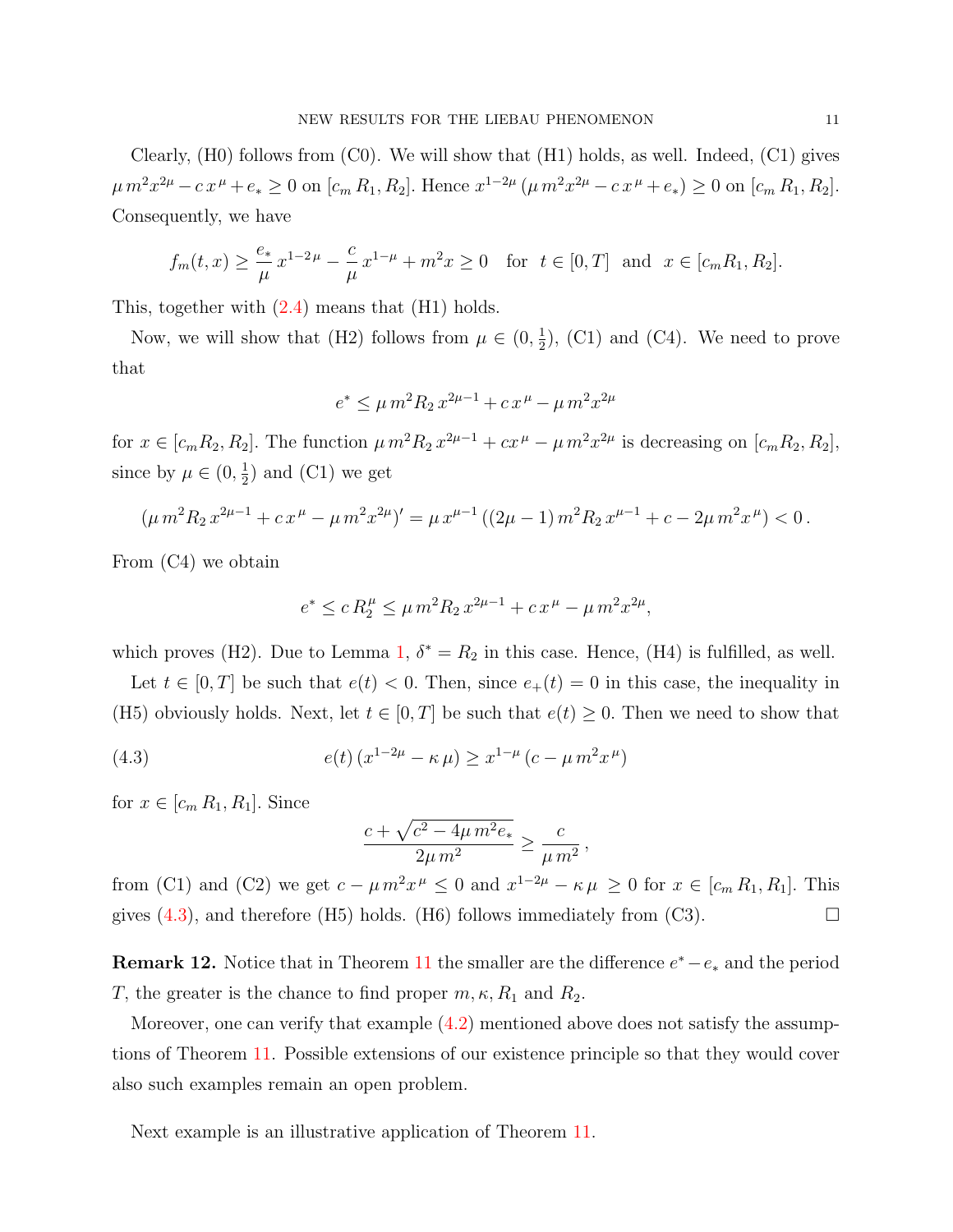Clearly, (H0) follows from (C0). We will show that (H1) holds, as well. Indeed, (C1) gives $\mu\, m^2 x^{2\mu} - c\, x^{\mu} + e_* \geq 0$ on $[c_m\, R_1, R_2]$. Hence $x^{1-2\mu}\,(\mu\, m^2 x^{2\mu} - c\, x^{\mu} + e_*) \geq 0$ on $[c_m\, R_1, R_2]$. Consequently, we have

$$f_m(t,x) \geq \frac{e_*}{\mu}\, x^{1-2\,\mu} - \frac{c}{\mu}\, x^{1-\mu} + m^2 x \geq 0 \quad \text{for} \quad t \in [0,T] \quad \text{and} \quad x \in [c_m R_1, R_2].$$

This, together with (2.4) means that (H1) holds.

Now, we will show that (H2) follows from $\mu \in (0, \frac{1}{2})$, (C1) and (C4). We need to prove that

$$e^* \leq \mu\, m^2 R_2\, x^{2\mu-1} + c\, x^{\mu} - \mu\, m^2 x^{2\mu}$$

for $x \in [c_m R_2, R_2]$. The function $\mu\, m^2 R_2\, x^{2\mu-1} + c x^{\mu} - \mu\, m^2 x^{2\mu}$ is decreasing on $[c_m R_2, R_2]$, since by $\mu \in (0, \frac{1}{2})$ and (C1) we get

$$(\mu\, m^2 R_2\, x^{2\mu-1} + c\, x^{\mu} - \mu\, m^2 x^{2\mu})' = \mu\, x^{\mu-1}\,((2\mu-1)\, m^2 R_2\, x^{\mu-1} + c - 2\mu\, m^2 x^{\mu}) < 0\,.$$

From (C4) we obtain

$$e^* \leq c\, R_2^{\mu} \leq \mu\, m^2 R_2\, x^{2\mu-1} + c\, x^{\mu} - \mu\, m^2 x^{2\mu},$$

which proves (H2). Due to Lemma 1, $\delta^* = R_2$ in this case. Hence, (H4) is fulfilled, as well.

Let $t \in [0,T]$ be such that $e(t) < 0$. Then, since $e_+(t) = 0$ in this case, the inequality in (H5) obviously holds. Next, let $t \in [0,T]$ be such that $e(t) \geq 0$. Then we need to show that

$$e(t)\,(x^{1-2\mu} - \kappa\,\mu) \geq x^{1-\mu}\,(c - \mu\, m^2 x^{\mu}) \tag{4.3}$$

for $x \in [c_m\, R_1, R_1]$. Since

$$\frac{c + \sqrt{c^2 - 4\mu\, m^2 e_*}}{2\mu\, m^2} \geq \frac{c}{\mu\, m^2}\,,$$

from (C1) and (C2) we get $c - \mu\, m^2 x^{\mu} \leq 0$ and $x^{1-2\mu} - \kappa\,\mu\, \geq 0$ for $x \in [c_m\, R_1, R_1]$. This gives (4.3), and therefore (H5) holds. (H6) follows immediately from (C3). □

**Remark 12.** Notice that in Theorem 11 the smaller are the difference $e^* - e_*$ and the period $T$, the greater is the chance to find proper $m, \kappa, R_1$ and $R_2$.

Moreover, one can verify that example (4.2) mentioned above does not satisfy the assumptions of Theorem 11. Possible extensions of our existence principle so that they would cover also such examples remain an open problem.

Next example is an illustrative application of Theorem 11.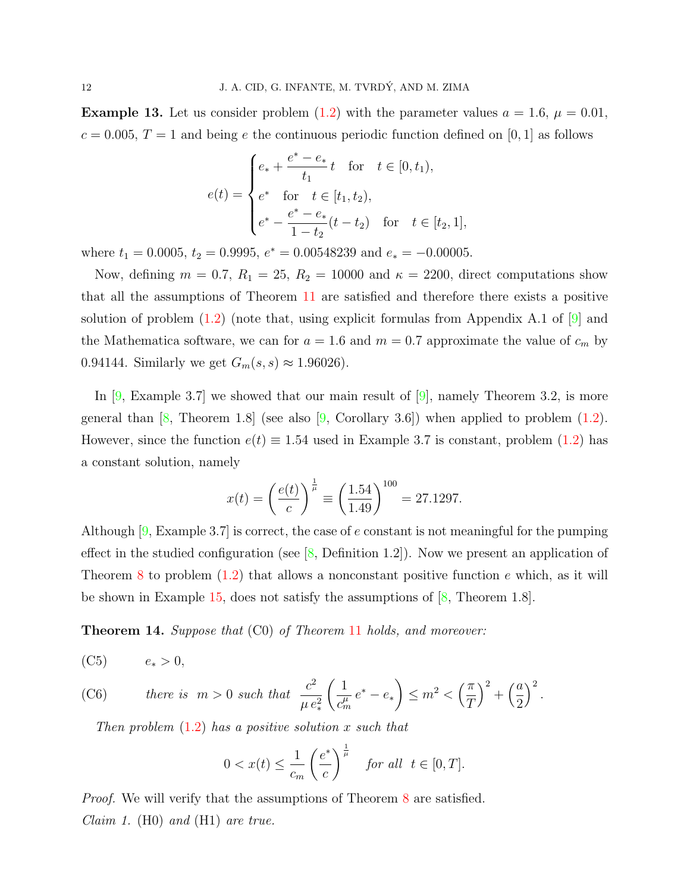**Example 13.** Let us consider problem (1.2) with the parameter values $a = 1.6$, $\mu = 0.01$, $c = 0.005$, $T = 1$ and being $e$ the continuous periodic function defined on $[0, 1]$ as follows

$$
e(t) = \begin{cases} e_* + \dfrac{e^* - e_*}{t_1}\, t \quad \text{for} \quad t \in [0, t_1), \\ e^* \quad \text{for} \quad t \in [t_1, t_2), \\ e^* - \dfrac{e^* - e_*}{1 - t_2}(t - t_2) \quad \text{for} \quad t \in [t_2, 1], \end{cases}
$$

where $t_1 = 0.0005$, $t_2 = 0.9995$, $e^* = 0.00548239$ and $e_* = -0.00005$.

Now, defining $m = 0.7$, $R_1 = 25$, $R_2 = 10000$ and $\kappa = 2200$, direct computations show that all the assumptions of Theorem 11 are satisfied and therefore there exists a positive solution of problem (1.2) (note that, using explicit formulas from Appendix A.1 of [9] and the Mathematica software, we can for $a = 1.6$ and $m = 0.7$ approximate the value of $c_m$ by 0.94144. Similarly we get $G_m(s, s) \approx 1.96026$).

In [9, Example 3.7] we showed that our main result of [9], namely Theorem 3.2, is more general than [8, Theorem 1.8] (see also [9, Corollary 3.6]) when applied to problem (1.2). However, since the function $e(t) \equiv 1.54$ used in Example 3.7 is constant, problem (1.2) has a constant solution, namely

$$
x(t) = \left(\frac{e(t)}{c}\right)^{\frac{1}{\mu}} \equiv \left(\frac{1.54}{1.49}\right)^{100} = 27.1297.
$$

Although [9, Example 3.7] is correct, the case of $e$ constant is not meaningful for the pumping effect in the studied configuration (see [8, Definition 1.2]). Now we present an application of Theorem 8 to problem (1.2) that allows a nonconstant positive function $e$ which, as it will be shown in Example 15, does not satisfy the assumptions of [8, Theorem 1.8].

**Theorem 14.** *Suppose that* (C0) *of Theorem* 11 *holds, and moreover:*

(C5) $\quad e_* > 0,$

(C6) $\quad$ *there is* $m > 0$ *such that* $\dfrac{c^2}{\mu\, e_*^2}\left(\dfrac{1}{c_m^{\mu}}\, e^* - e_*\right) \le m^2 < \left(\dfrac{\pi}{T}\right)^2 + \left(\dfrac{a}{2}\right)^2.$

*Then problem* (1.2) *has a positive solution* $x$ *such that*

$$
0 < x(t) \le \frac{1}{c_m}\left(\frac{e^*}{c}\right)^{\frac{1}{\mu}} \quad \text{for all} \ \ t \in [0, T].
$$

*Proof.* We will verify that the assumptions of Theorem 8 are satisfied.

*Claim 1.* (H0) *and* (H1) *are true.*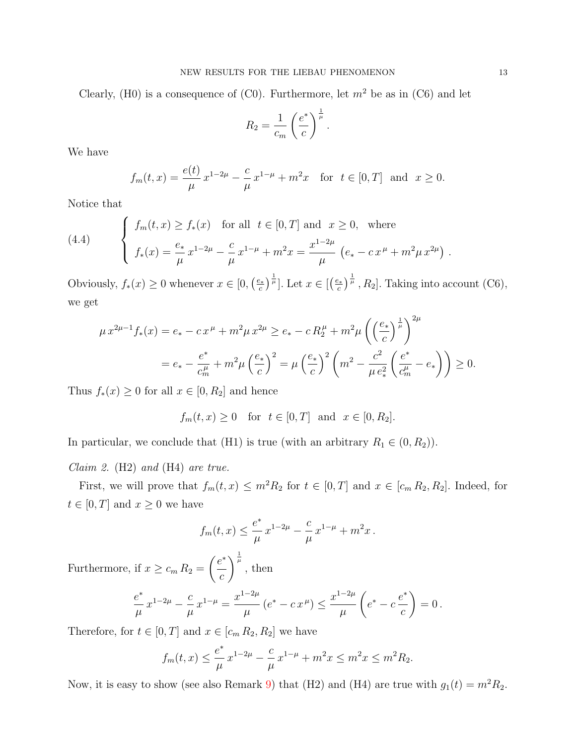Clearly, (H0) is a consequence of (C0). Furthermore, let $m^2$ be as in (C6) and let

$$R_2 = \frac{1}{c_m} \left(\frac{e^*}{c}\right)^{\frac{1}{\mu}}.$$

We have

$$f_m(t,x) = \frac{e(t)}{\mu}\, x^{1-2\mu} - \frac{c}{\mu}\, x^{1-\mu} + m^2 x \quad \text{for} \;\; t \in [0,T] \;\; \text{and} \;\; x \geq 0.$$

Notice that

$$\text{(4.4)} \qquad \begin{cases} f_m(t,x) \geq f_*(x) \quad \text{for all} \;\; t \in [0,T] \text{ and } \;\; x \geq 0, \quad \text{where} \\ f_*(x) = \dfrac{e_*}{\mu}\, x^{1-2\mu} - \dfrac{c}{\mu}\, x^{1-\mu} + m^2 x = \dfrac{x^{1-2\mu}}{\mu}\, \left(e_* - c\, x^{\mu} + m^2 \mu\, x^{2\mu}\right) . \end{cases}$$

Obviously, $f_*(x) \geq 0$ whenever $x \in [0, \left(\frac{e_*}{c}\right)^{\frac{1}{\mu}}]$. Let $x \in [\left(\frac{e_*}{c}\right)^{\frac{1}{\mu}}, R_2]$. Taking into account (C6), we get

$$\begin{aligned} \mu\, x^{2\mu-1} f_*(x) &= e_* - c\, x^{\mu} + m^2 \mu\, x^{2\mu} \geq e_* - c\, R_2^{\mu} + m^2 \mu \left(\left(\frac{e_*}{c}\right)^{\frac{1}{\mu}}\right)^{2\mu} \\ &= e_* - \frac{e^*}{c_m^{\mu}} + m^2 \mu \left(\frac{e_*}{c}\right)^2 = \mu \left(\frac{e_*}{c}\right)^2 \left(m^2 - \frac{c^2}{\mu\, e_*^2}\left(\frac{e^*}{c_m^{\mu}} - e_*\right)\right) \geq 0. \end{aligned}$$

Thus $f_*(x) \geq 0$ for all $x \in [0, R_2]$ and hence

$$f_m(t,x) \geq 0 \quad \text{for} \;\; t \in [0,T] \;\; \text{and} \;\; x \in [0, R_2].$$

In particular, we conclude that (H1) is true (with an arbitrary $R_1 \in (0, R_2)$).

*Claim 2.* (H2) *and* (H4) *are true.*

First, we will prove that $f_m(t,x) \leq m^2 R_2$ for $t \in [0,T]$ and $x \in [c_m\, R_2, R_2]$. Indeed, for $t \in [0,T]$ and $x \geq 0$ we have

$$f_m(t,x) \leq \frac{e^*}{\mu}\, x^{1-2\mu} - \frac{c}{\mu}\, x^{1-\mu} + m^2 x\,.$$

Furthermore, if $x \geq c_m\, R_2 = \left(\dfrac{e^*}{c}\right)^{\frac{1}{\mu}}$, then

$$\frac{e^*}{\mu}\, x^{1-2\mu} - \frac{c}{\mu}\, x^{1-\mu} = \frac{x^{1-2\mu}}{\mu}\, (e^* - c\, x^{\mu}) \leq \frac{x^{1-2\mu}}{\mu} \left(e^* - c\, \frac{e^*}{c}\right) = 0\,.$$

Therefore, for $t \in [0,T]$ and $x \in [c_m\, R_2, R_2]$ we have

$$f_m(t,x) \leq \frac{e^*}{\mu}\, x^{1-2\mu} - \frac{c}{\mu}\, x^{1-\mu} + m^2 x \leq m^2 x \leq m^2 R_2.$$

Now, it is easy to show (see also Remark 9) that (H2) and (H4) are true with $g_1(t) = m^2 R_2$.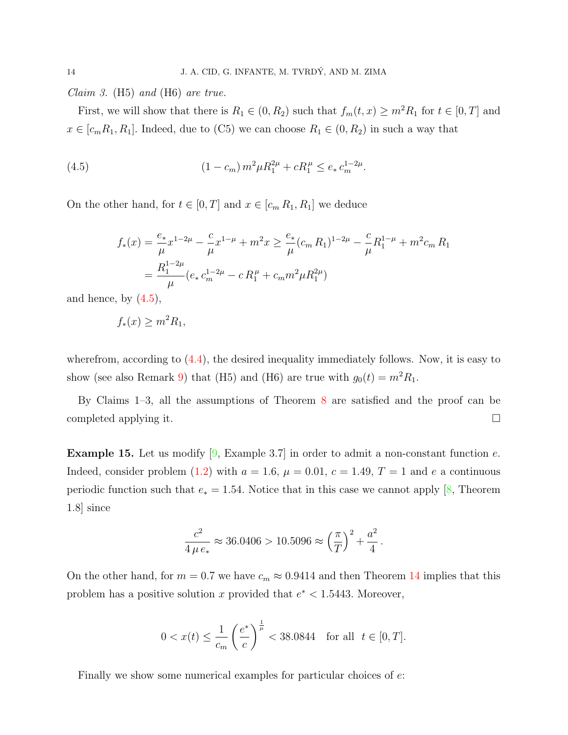*Claim 3.* (H5) *and* (H6) *are true.*

First, we will show that there is $R_1 \in (0, R_2)$ such that $f_m(t,x) \geq m^2 R_1$ for $t \in [0,T]$ and $x \in [c_m R_1, R_1]$. Indeed, due to (C5) we can choose $R_1 \in (0, R_2)$ in such a way that

$$(1 - c_m)\, m^2 \mu R_1^{2\mu} + c R_1^{\mu} \leq e_*\, c_m^{1-2\mu}. \tag{4.5}$$

On the other hand, for $t \in [0,T]$ and $x \in [c_m\, R_1, R_1]$ we deduce

$$\begin{aligned} f_*(x) &= \frac{e_*}{\mu} x^{1-2\mu} - \frac{c}{\mu} x^{1-\mu} + m^2 x \geq \frac{e_*}{\mu} (c_m\, R_1)^{1-2\mu} - \frac{c}{\mu} R_1^{1-\mu} + m^2 c_m\, R_1 \\ &= \frac{R_1^{1-2\mu}}{\mu} (e_*\, c_m^{1-2\mu} - c\, R_1^{\mu} + c_m m^2 \mu R_1^{2\mu}) \end{aligned}$$

and hence, by (4.5),

$$f_*(x) \geq m^2 R_1,$$

wherefrom, according to (4.4), the desired inequality immediately follows. Now, it is easy to show (see also Remark 9) that (H5) and (H6) are true with $g_0(t) = m^2 R_1$.

By Claims 1–3, all the assumptions of Theorem 8 are satisfied and the proof can be completed applying it. □

**Example 15.** Let us modify [9, Example 3.7] in order to admit a non-constant function $e$. Indeed, consider problem (1.2) with $a = 1.6$, $\mu = 0.01$, $c = 1.49$, $T = 1$ and $e$ a continuous periodic function such that $e_* = 1.54$. Notice that in this case we cannot apply [8, Theorem 1.8] since

$$\frac{c^2}{4\, \mu\, e_*} \approx 36.0406 > 10.5096 \approx \left(\frac{\pi}{T}\right)^2 + \frac{a^2}{4}\,.$$

On the other hand, for $m = 0.7$ we have $c_m \approx 0.9414$ and then Theorem 14 implies that this problem has a positive solution $x$ provided that $e^* < 1.5443$. Moreover,

$$0 < x(t) \leq \frac{1}{c_m} \left(\frac{e^*}{c}\right)^{\frac{1}{\mu}} < 38.0844 \quad \text{for all} \ \ t \in [0,T].$$

Finally we show some numerical examples for particular choices of $e$: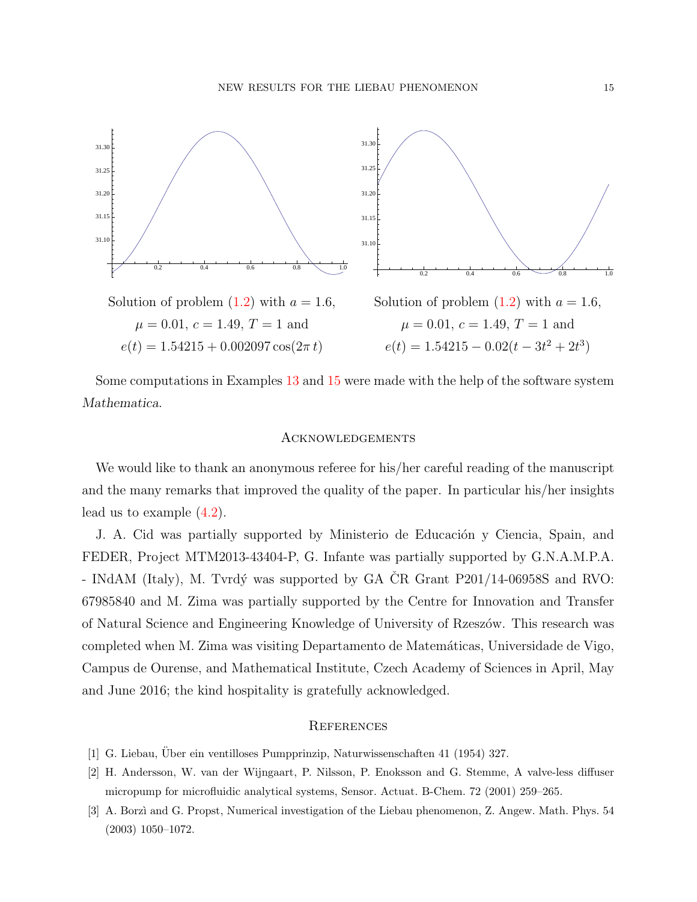Solution of problem (1.2) with $a = 1.6$, $\mu = 0.01$, $c = 1.49$, $T = 1$ and $e(t) = 1.54215 + 0.002097\cos(2\pi\, t)$

Solution of problem (1.2) with $a = 1.6$, $\mu = 0.01$, $c = 1.49$, $T = 1$ and $e(t) = 1.54215 - 0.02(t - 3t^2 + 2t^3)$

Some computations in Examples 13 and 15 were made with the help of the software system *Mathematica*.

## Acknowledgements

We would like to thank an anonymous referee for his/her careful reading of the manuscript and the many remarks that improved the quality of the paper. In particular his/her insights lead us to example (4.2).

J. A. Cid was partially supported by Ministerio de Educación y Ciencia, Spain, and FEDER, Project MTM2013-43404-P, G. Infante was partially supported by G.N.A.M.P.A. - INdAM (Italy), M. Tvrdý was supported by GA ČR Grant P201/14-06958S and RVO: 67985840 and M. Zima was partially supported by the Centre for Innovation and Transfer of Natural Science and Engineering Knowledge of University of Rzeszów. This research was completed when M. Zima was visiting Departamento de Matemáticas, Universidade de Vigo, Campus de Ourense, and Mathematical Institute, Czech Academy of Sciences in April, May and June 2016; the kind hospitality is gratefully acknowledged.

## References

[1] G. Liebau, Über ein ventilloses Pumpprinzip, Naturwissenschaften 41 (1954) 327.

[2] H. Andersson, W. van der Wijngaart, P. Nilsson, P. Enoksson and G. Stemme, A valve-less diffuser micropump for microfluidic analytical systems, Sensor. Actuat. B-Chem. 72 (2001) 259–265.

[3] A. Borzì and G. Propst, Numerical investigation of the Liebau phenomenon, Z. Angew. Math. Phys. 54 (2003) 1050–1072.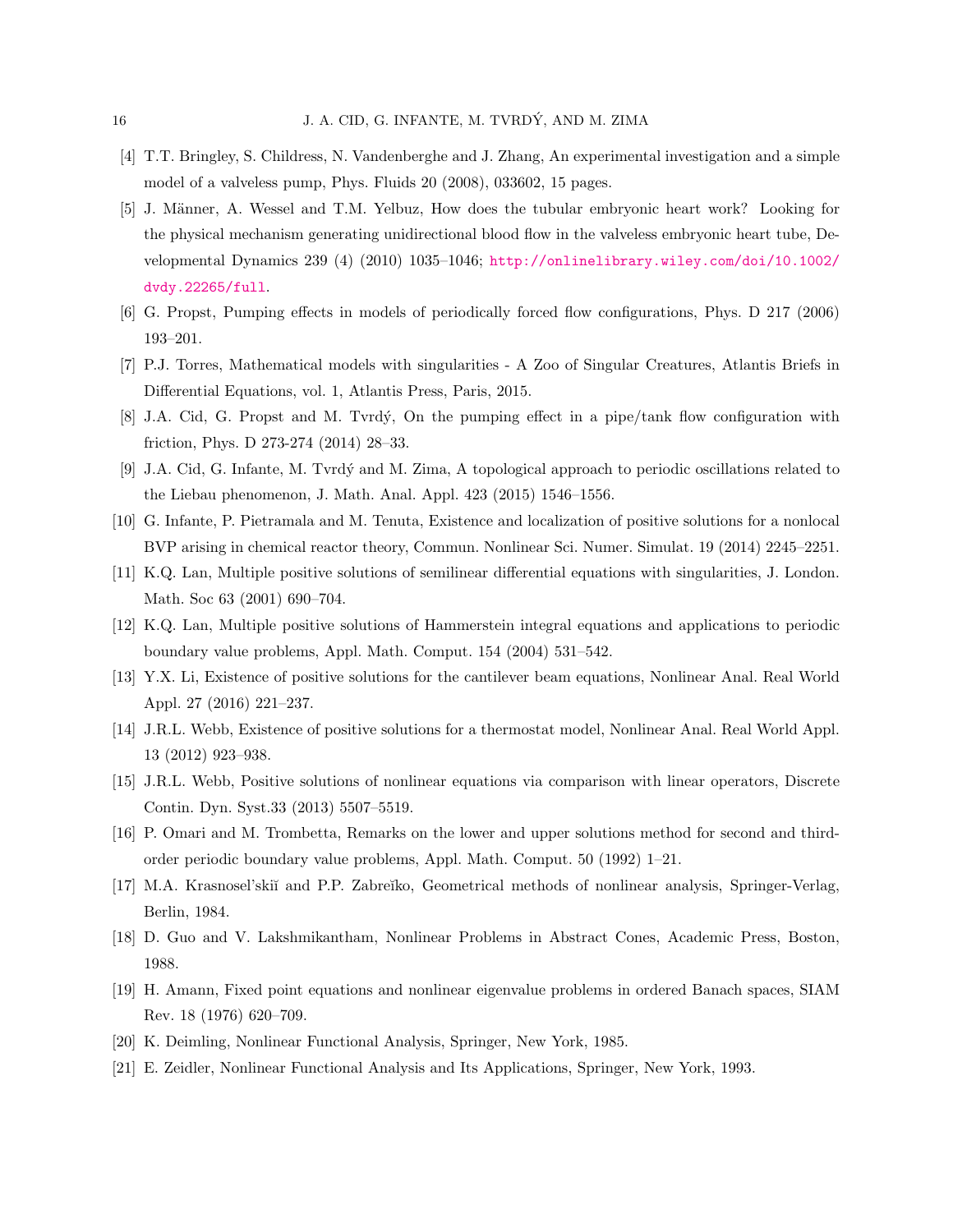[4] T.T. Bringley, S. Childress, N. Vandenberghe and J. Zhang, An experimental investigation and a simple model of a valveless pump, Phys. Fluids 20 (2008), 033602, 15 pages.

[5] J. Männer, A. Wessel and T.M. Yelbuz, How does the tubular embryonic heart work? Looking for the physical mechanism generating unidirectional blood flow in the valveless embryonic heart tube, Developmental Dynamics 239 (4) (2010) 1035–1046; http://onlinelibrary.wiley.com/doi/10.1002/dvdy.22265/full.

[6] G. Propst, Pumping effects in models of periodically forced flow configurations, Phys. D 217 (2006) 193–201.

[7] P.J. Torres, Mathematical models with singularities - A Zoo of Singular Creatures, Atlantis Briefs in Differential Equations, vol. 1, Atlantis Press, Paris, 2015.

[8] J.A. Cid, G. Propst and M. Tvrdý, On the pumping effect in a pipe/tank flow configuration with friction, Phys. D 273-274 (2014) 28–33.

[9] J.A. Cid, G. Infante, M. Tvrdý and M. Zima, A topological approach to periodic oscillations related to the Liebau phenomenon, J. Math. Anal. Appl. 423 (2015) 1546–1556.

[10] G. Infante, P. Pietramala and M. Tenuta, Existence and localization of positive solutions for a nonlocal BVP arising in chemical reactor theory, Commun. Nonlinear Sci. Numer. Simulat. 19 (2014) 2245–2251.

[11] K.Q. Lan, Multiple positive solutions of semilinear differential equations with singularities, J. London. Math. Soc 63 (2001) 690–704.

[12] K.Q. Lan, Multiple positive solutions of Hammerstein integral equations and applications to periodic boundary value problems, Appl. Math. Comput. 154 (2004) 531–542.

[13] Y.X. Li, Existence of positive solutions for the cantilever beam equations, Nonlinear Anal. Real World Appl. 27 (2016) 221–237.

[14] J.R.L. Webb, Existence of positive solutions for a thermostat model, Nonlinear Anal. Real World Appl. 13 (2012) 923–938.

[15] J.R.L. Webb, Positive solutions of nonlinear equations via comparison with linear operators, Discrete Contin. Dyn. Syst.33 (2013) 5507–5519.

[16] P. Omari and M. Trombetta, Remarks on the lower and upper solutions method for second and third-order periodic boundary value problems, Appl. Math. Comput. 50 (1992) 1–21.

[17] M.A. Krasnosel'skiĭ and P.P. Zabreĭko, Geometrical methods of nonlinear analysis, Springer-Verlag, Berlin, 1984.

[18] D. Guo and V. Lakshmikantham, Nonlinear Problems in Abstract Cones, Academic Press, Boston, 1988.

[19] H. Amann, Fixed point equations and nonlinear eigenvalue problems in ordered Banach spaces, SIAM Rev. 18 (1976) 620–709.

[20] K. Deimling, Nonlinear Functional Analysis, Springer, New York, 1985.

[21] E. Zeidler, Nonlinear Functional Analysis and Its Applications, Springer, New York, 1993.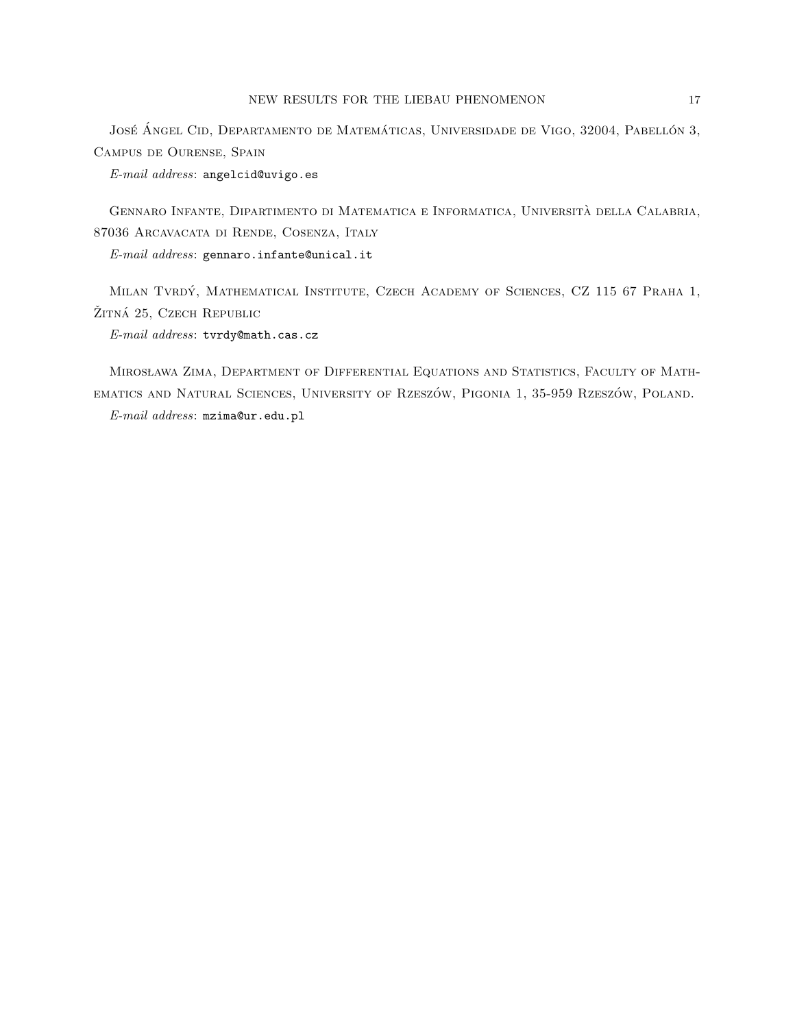José Ángel Cid, Departamento de Matemáticas, Universidade de Vigo, 32004, Pabellón 3, Campus de Ourense, Spain

*E-mail address*: angelcid@uvigo.es

Gennaro Infante, Dipartimento di Matematica e Informatica, Università della Calabria, 87036 Arcavacata di Rende, Cosenza, Italy

*E-mail address*: gennaro.infante@unical.it

Milan Tvrdý, Mathematical Institute, Czech Academy of Sciences, CZ 115 67 Praha 1, Žitná 25, Czech Republic

*E-mail address*: tvrdy@math.cas.cz

Mirosława Zima, Department of Differential Equations and Statistics, Faculty of Mathematics and Natural Sciences, University of Rzeszów, Pigonia 1, 35-959 Rzeszów, Poland.

*E-mail address*: mzima@ur.edu.pl